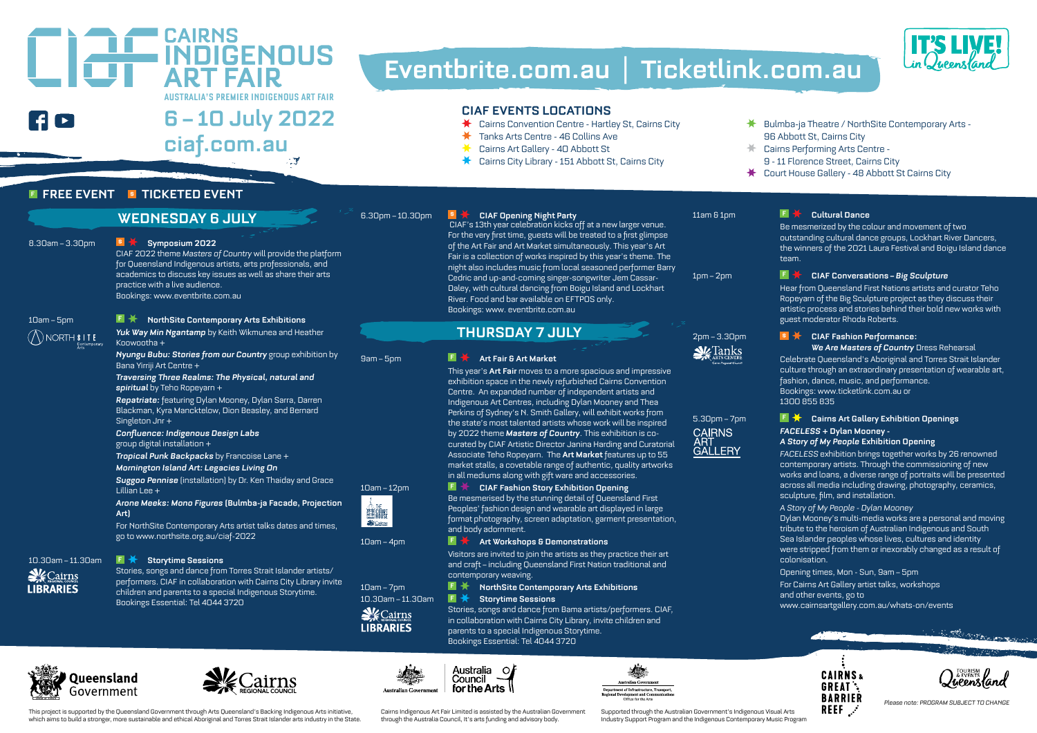# CAIRNS INDIGENOUS ART FAIR

AUSTRALIA'S PREMIER INDIGENOUS ART FAIR

## 6 – 10 July 2022

ciaf.com.au

**Eventbrite.com.au | Ticketlink.com.au**

IT'S LIVE! in Queensland

### CIAF EVENTS LOCATIONS

- Cairns Convention Centre - Hartley St, Cairns City
- Tanks Arts Centre - 46 Collins Ave
- Cairns Art Gallery - 40 Abbott St
- Cairns City Library - 151 Abbott St, Cairns City
- Bulmba-ja Theatre / NorthSite Contemporary Arts - 96 Abbott St, Cairns City
- Cairns Performing Arts Centre - 9 - 11 Florence Street, Cairns City
- Court House Gallery - 48 Abbott St Cairns City

F FREE EVENT  $ TICKETED EVENT

## WEDNESDAY 6 JULY

**8.30am – 3.30pm**
$ **Symposium 2022**
CIAF 2022 theme *Masters of Country* will provide the platform for Queensland Indigenous artists, arts professionals, and academics to discuss key issues as well as share their arts practice with a live audience.
Bookings: www.eventbrite.com.au

**10am – 5pm** (NorthSite Contemporary Arts)
F **NorthSite Contemporary Arts Exhibitions**
***Yuk Way Min Ngantamp*** by Keith Wikmunea and Heather Koowootha +
***Nyungu Bubu: Stories from our Country*** group exhibition by Bana Yirriji Art Centre +
***Traversing Three Realms: The Physical, natural and spiritual*** by Teho Ropeyarn +
***Repatriate:*** featuring Dylan Mooney, Dylan Sarra, Darren Blackman, Kyra Mancktelow, Dion Beasley, and Bernard Singleton Jnr +
***Confluence: Indigenous Design Labs*** group digital installation +
***Tropical Punk Backpacks*** by Francoise Lane +
***Mornington Island Art: Legacies Living On***
***Suggoo Pennise*** (installation) by Dr. Ken Thaiday and Grace Lillian Lee +
***Arone Meeks: Mono Figures* (Bulmba-ja Facade, Projection Art)**
For NorthSite Contemporary Arts artist talks dates and times, go to www.northsite.org.au/ciaf-2022

**10.30am – 11.30am** (Cairns Libraries)
F **Storytime Sessions**
Stories, songs and dance from Torres Strait Islander artists/ performers. CIAF in collaboration with Cairns City Library invite children and parents to a special Indigenous Storytime.
Bookings Essential: Tel 4044 3720

**6.30pm – 10.30pm**
$ **CIAF Opening Night Party**
CIAF's 13th year celebration kicks off at a new larger venue. For the very first time, guests will be treated to a first glimpse of the Art Fair and Art Market simultaneously. This year's Art Fair is a collection of works inspired by this year's theme. The night also includes music from local seasoned performer Barry Cedric and up-and-coming singer-songwriter Jem Cassar-Daley, with cultural dancing from Boigu Island and Lockhart River. Food and bar available on EFTPOS only.
Bookings: www. eventbrite.com.au

## THURSDAY 7 JULY

**9am – 5pm**
F **Art Fair & Art Market**
This year's **Art Fair** moves to a more spacious and impressive exhibition space in the newly refurbished Cairns Convention Centre. An expanded number of independent artists and Indigenous Art Centres, including Dylan Mooney and Thea Perkins of Sydney's N. Smith Gallery, will exhibit works from the state's most talented artists whose work will be inspired by 2022 theme ***Masters of Country***. This exhibition is co-curated by CIAF Artistic Director Janina Harding and Curatorial Associate Teho Ropeyarn. The **Art Market** features up to 55 market stalls, a covetable range of authentic, quality artworks in all mediums along with gift ware and accessories.

**10am – 12pm** (The Court House)
F **CIAF Fashion Story Exhibition Opening**
Be mesmerised by the stunning detail of Queensland First Peoples' fashion design and wearable art displayed in large format photography, screen adaptation, garment presentation, and body adornment.

**10am – 4pm**
F **Art Workshops & Demonstrations**
Visitors are invited to join the artists as they practice their art and craft – including Queensland First Nation traditional and contemporary weaving.

**10am – 7pm**
F **NorthSite Contemporary Arts Exhibitions**

**10.30am – 11.30am** (Cairns Libraries)
F **Storytime Sessions**
Stories, songs and dance from Bama artists/performers. CIAF, in collaboration with Cairns City Library, invite children and parents to a special Indigenous Storytime.
Bookings Essential: Tel 4044 3720

**11am & 1pm**
F **Cultural Dance**
Be mesmerized by the colour and movement of two outstanding cultural dance groups, Lockhart River Dancers, the winners of the 2021 Laura Festival and Boigu Island dance team.

**1pm – 2pm**
F **CIAF Conversations – *Big Sculpture***
Hear from Queensland First Nations artists and curator Teho Ropeyarn of the Big Sculpture project as they discuss their artistic process and stories behind their bold new works with guest moderator Rhoda Roberts.

**2pm – 3.30pm** (Tanks Arts Centre)
$ **CIAF Fashion Performance:**
***We Are Masters of Country*** **Dress Rehearsal**
Celebrate Queensland's Aboriginal and Torres Strait Islander culture through an extraordinary presentation of wearable art, fashion, dance, music, and performance.
Bookings: www.ticketlink.com.au or 1300 855 835

**5.30pm – 7pm** (Cairns Art Gallery)
F **Cairns Art Gallery Exhibition Openings**
***FACELESS* + Dylan Mooney -**
***A Story of My People* Exhibition Opening**
*FACELESS* exhibition brings together works by 26 renowned contemporary artists. Through the commissioning of new works and loans, a diverse range of portraits will be presented across all media including drawing, photography, ceramics, sculpture, film, and installation.
*A Story of My People - Dylan Mooney*
Dylan Mooney's multi-media works are a personal and moving tribute to the heroism of Australian Indigenous and South Sea Islander peoples whose lives, cultures and identity were stripped from them or inexorably changed as a result of colonisation.
Opening times, Mon - Sun, 9am – 5pm
For Cairns Art Gallery artist talks, workshops and other events, go to www.cairnsartgallery.com.au/whats-on/events

---

Queensland Government · Cairns Regional Council · Australian Government · Australia Council for the Arts · Australian Government Department of Infrastructure, Transport, Regional Development and Communications Office for the Arts · Cairns & Great Barrier Reef · Tourism & Events Queensland

This project is supported by the Queensland Government through Arts Queensland's Backing Indigenous Arts initiative, which aims to build a stronger, more sustainable and ethical Aboriginal and Torres Strait Islander arts industry in the State.

Cairns Indigenous Art Fair Limited is assisted by the Australian Government through the Australia Council, it's arts funding and advisory body.

Supported through the Australian Government's Indigenous Visual Arts Industry Support Program and the Indigenous Contemporary Music Program

*Please note: PROGRAM SUBJECT TO CHANGE*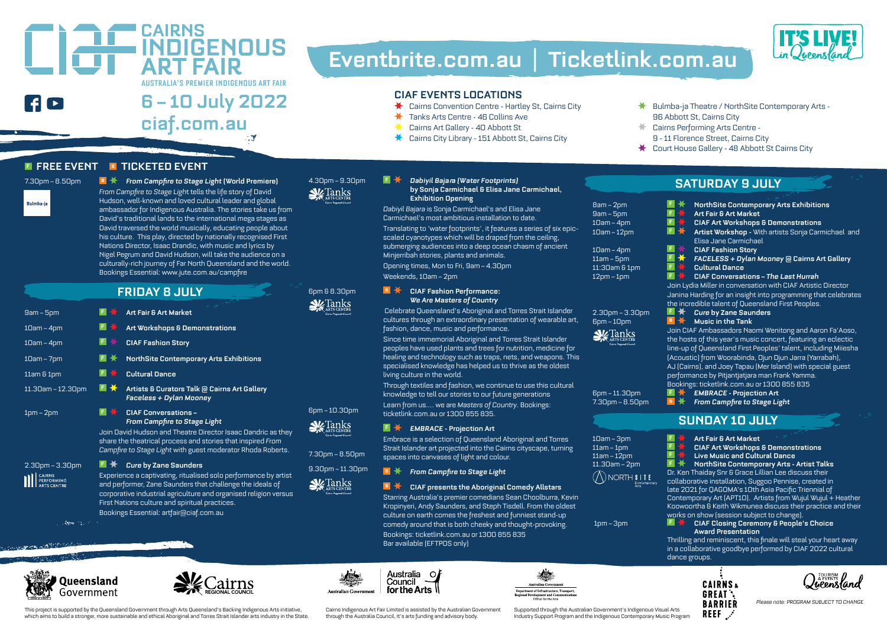# CAIRNS INDIGENOUS ART FAIR

AUSTRALIA'S PREMIER INDIGENOUS ART FAIR

## 6 – 10 July 2022

ciaf.com.au

Eventbrite.com.au | Ticketlink.com.au

IT'S LIVE! in Queensland

## CIAF EVENTS LOCATIONS

- Cairns Convention Centre - Hartley St, Cairns City
- Tanks Arts Centre - 46 Collins Ave
- Cairns Art Gallery - 40 Abbott St
- Cairns City Library - 151 Abbott St, Cairns City
- Bulmba-ja Theatre / NorthSite Contemporary Arts - 96 Abbott St, Cairns City
- Cairns Performing Arts Centre - 9 - 11 Florence Street, Cairns City
- Court House Gallery - 48 Abbott St Cairns City

F FREE EVENT  S TICKETED EVENT

7.30pm – 8.50pm (Bulmba-ja)

S **From Campfire to Stage Light (World Premiere)**

*From Campfire to Stage Light* tells the life story of David Hudson, well-known and loved cultural leader and global ambassador for Indigenous Australia. The stories take us from David's traditional lands to the international mega stages as David traversed the world musically, educating people about his culture. This play, directed by nationally recognised First Nations Director, Isaac Drandic, with music and lyrics by Nigel Pegrum and David Hudson, will take the audience on a culturally-rich journey of Far North Queensland and the world. Bookings Essential: www.jute.com.au/campfire

## FRIDAY 8 JULY

9am – 5pm — F **Art Fair & Art Market**

10am – 4pm — F **Art Workshops & Demonstrations**

10am – 4pm — F **CIAF Fashion Story**

10am – 7pm — F **NorthSite Contemporary Arts Exhibitions**

11am & 1pm — F **Cultural Dance**

11.30am – 12.30pm — F **Artists & Curators Talk @ Cairns Art Gallery** ***Faceless + Dylan Mooney***

1pm – 2pm — F **CIAF Conversations – *From Campfire to Stage Light***

Join David Hudson and Theatre Director Isaac Dandric as they share the theatrical process and stories that inspired *From Campfire to Stage Light* with guest moderator Rhoda Roberts.

2.30pm – 3.30pm (Cairns Performing Arts Centre) — F ***Cure* by Zane Saunders**

Experience a captivating, ritualised solo performance by artist and performer, Zane Saunders that challenge the ideals of corporative industrial agriculture and organised religion versus First Nations culture and spiritual practices.

Bookings Essential: artfair@ciaf.com.au

4.30pm – 9.30pm (Tanks Arts Centre) — F ***Dabiyil Bajara (Water Footprints)* by Sonja Carmichael & Elisa Jane Carmichael, Exhibition Opening**

*Dabiyil Bajara* is Sonja Carmichael's and Elisa Jane Carmichael's most ambitious installation to date.

Translating to 'water footprints', it features a series of six epic-scaled cyanotypes which will be draped from the ceiling, submerging audiences into a deep ocean chasm of ancient Minjerribah stories, plants and animals.

Opening times, Mon to Fri, 9am – 4.30pm

Weekends, 10am – 2pm

6pm & 8.30pm (Tanks Arts Centre) — S **CIAF Fashion Performance: *We Are Masters of Country***

Celebrate Queensland's Aboriginal and Torres Strait Islander cultures through an extraordinary presentation of wearable art, fashion, dance, music and performance.

Since time immemorial Aboriginal and Torres Strait Islander peoples have used plants and trees for nutrition, medicine for healing and technology such as traps, nets, and weapons. This specialised knowledge has helped us to thrive as the oldest living culture in the world.

Through textiles and fashion, we continue to use this cultural knowledge to tell our stories to our future generations

Learn from us.... we are *Masters of Country*. Bookings: ticketlink.com.au or 1300 855 835.

6pm – 10.30pm (Tanks Arts Centre) — F ***EMBRACE* - Projection Art**

Embrace is a selection of Queensland Aboriginal and Torres Strait Islander art projected into the Cairns cityscape, turning spaces into canvases of light and colour.

7.30pm – 8.50pm — S ***From Campfire to Stage Light***

9.30pm – 11.30pm (Tanks Arts Centre) — S **CIAF presents the Aboriginal Comedy Allstars**

Starring Australia's premier comedians Sean Choolburra, Kevin Kropinyeri, Andy Saunders, and Steph Tisdell. From the oldest culture on earth comes the freshest and funniest stand-up comedy around that is both cheeky and thought-provoking.

Bookings: ticketlink.com.au or 1300 855 835

Bar available (EFTPOS only)

## SATURDAY 9 JULY

8am – 2pm — F **NorthSite Contemporary Arts Exhibitions**

9am – 5pm — F **Art Fair & Art Market**

10am – 4pm — F **CIAF Art Workshops & Demonstrations**

10am – 12pm — F **Artist Workshop** - With artists Sonja Carmichael and Elisa Jane Carmichael

10am – 4pm — F **CIAF Fashion Story**

11am – 5pm — F ***FACELESS + Dylan Mooney* @ Cairns Art Gallery**

11:30am & 1pm — F **Cultural Dance**

12pm – 1pm — F **CIAF Conversations – *The Last Hurrah***

Join Lydia Miller in conversation with CIAF Artistic Director Janina Harding for an insight into programming that celebrates the incredible talent of Queensland First Peoples.

2.30pm – 3.30pm — F ***Cure* by Zane Saunders**

6pm – 10pm (Tanks Arts Centre) — S **Music in the Tank**

Join CIAF Ambassadors Naomi Wenitong and Aaron Fa'Aoso, the hosts of this year's music concert, featuring an eclectic line-up of Queensland First Peoples' talent, including Miiesha (Acoustic) from Woorabinda, Djun Djun Jarra (Yarrabah), AJ (Cairns), and Joey Tapau (Mer Island) with special guest performance by Pitjantjatjara man Frank Yamma.

Bookings: ticketlink.com.au or 1300 855 835

6pm – 11.30pm — F ***EMBRACE* - Projection Art**

7.30pm – 8.50pm — S ***From Campfire to Stage Light***

## SUNDAY 10 JULY

10am – 3pm — F **Art Fair & Art Market**

11am – 1pm — F **CIAF Art Workshops & Demonstrations**

11am – 12pm — F **Live Music and Cultural Dance**

11.30am – 2pm (NorthSite Contemporary Arts) — F **NorthSite Contemporary Arts - Artist Talks**

Dr. Ken Thaiday Snr & Grace Lillian Lee discuss their collaborative installation, Suggo Pennise, created in late 2021 for QAGOMA's 10th Asia Pacific Triennial of Contemporary Art (APT10). Artists from Wujul Wujul + Heather Koowootha & Keith Wikmunea discuss their practice and their works on show (session subject to change).

1pm – 3pm — F **CIAF Closing Ceremony & People's Choice Award Presentation**

Thrilling and reminiscent, this finale will steal your heart away in a collaborative goodbye performed by CIAF 2022 cultural dance groups.

This project is supported by the Queensland Government through Arts Queensland's Backing Indigenous Arts initiative, which aims to build a stronger, more sustainable and ethical Aboriginal and Torres Strait Islander arts industry in the State.

Cairns Indigenous Art Fair Limited is assisted by the Australian Government through the Australia Council, it's arts funding and advisory body.

Supported through the Australian Government's Indigenous Visual Arts Industry Support Program and the Indigenous Contemporary Music Program

*Please note: PROGRAM SUBJECT TO CHANGE*